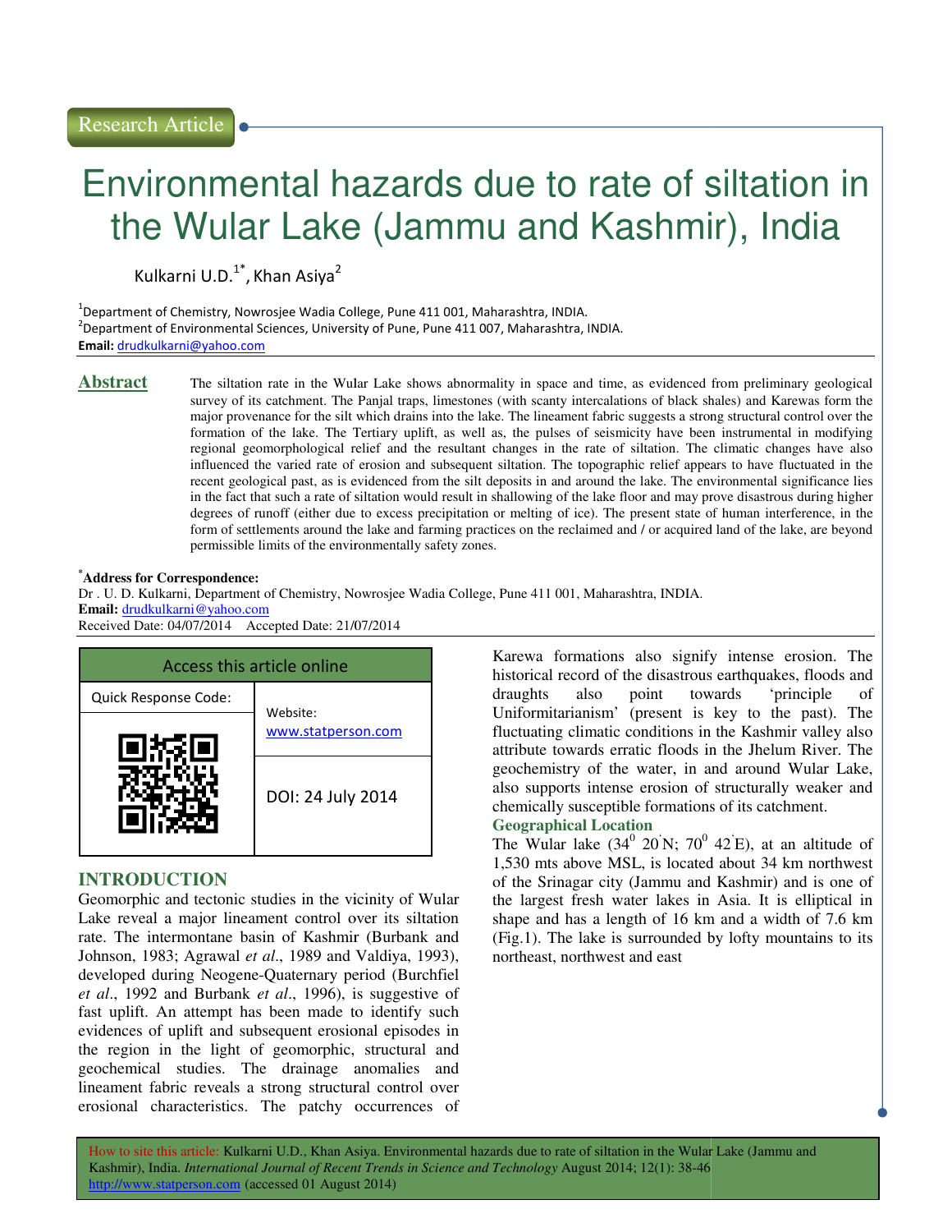Research Article

# Environmental hazards due to rate of siltation in the Wular Lake (Jammu and Kashmir), India

Kulkarni U.D.[1*], Khan Asiya[2]

[1]Department of Chemistry, Nowrosjee Wadia College, Pune 411 001, Maharashtra, INDIA.
[2]Department of Environmental Sciences, University of Pune, Pune 411 007, Maharashtra, INDIA.
**Email:** drudkulkarni@yahoo.com

## Abstract

The siltation rate in the Wular Lake shows abnormality in space and time, as evidenced from preliminary geological survey of its catchment. The Panjal traps, limestones (with scanty intercalations of black shales) and Karewas form the major provenance for the silt which drains into the lake. The lineament fabric suggests a strong structural control over the formation of the lake. The Tertiary uplift, as well as, the pulses of seismicity have been instrumental in modifying regional geomorphological relief and the resultant changes in the rate of siltation. The climatic changes have also influenced the varied rate of erosion and subsequent siltation. The topographic relief appears to have fluctuated in the recent geological past, as is evidenced from the silt deposits in and around the lake. The environmental significance lies in the fact that such a rate of siltation would result in shallowing of the lake floor and may prove disastrous during higher degrees of runoff (either due to excess precipitation or melting of ice). The present state of human interference, in the form of settlements around the lake and farming practices on the reclaimed and / or acquired land of the lake, are beyond permissible limits of the environmentally safety zones.

[*]**Address for Correspondence:**
Dr . U. D. Kulkarni, Department of Chemistry, Nowrosjee Wadia College, Pune 411 001, Maharashtra, INDIA.
**Email:** drudkulkarni@yahoo.com
Received Date: 04/07/2014 Accepted Date: 21/07/2014

| Access this article online | |
|---|---|
| Quick Response Code: | Website: www.statperson.com |
| | DOI: 24 July 2014 |

## INTRODUCTION

Geomorphic and tectonic studies in the vicinity of Wular Lake reveal a major lineament control over its siltation rate. The intermontane basin of Kashmir (Burbank and Johnson, 1983; Agrawal *et al*., 1989 and Valdiya, 1993), developed during Neogene-Quaternary period (Burchfiel *et al*., 1992 and Burbank *et al*., 1996), is suggestive of fast uplift. An attempt has been made to identify such evidences of uplift and subsequent erosional episodes in the region in the light of geomorphic, structural and geochemical studies. The drainage anomalies and lineament fabric reveals a strong structural control over erosional characteristics. The patchy occurrences of Karewa formations also signify intense erosion. The historical record of the disastrous earthquakes, floods and draughts also point towards 'principle of Uniformitarianism' (present is key to the past). The fluctuating climatic conditions in the Kashmir valley also attribute towards erratic floods in the Jhelum River. The geochemistry of the water, in and around Wular Lake, also supports intense erosion of structurally weaker and chemically susceptible formations of its catchment.

### Geographical Location

The Wular lake ($34^0$ $20^{'}$N; $70^0$ $42^{'}$E), at an altitude of 1,530 mts above MSL, is located about 34 km northwest of the Srinagar city (Jammu and Kashmir) and is one of the largest fresh water lakes in Asia. It is elliptical in shape and has a length of 16 km and a width of 7.6 km (Fig.1). The lake is surrounded by lofty mountains to its northeast, northwest and east

How to site this article: Kulkarni U.D., Khan Asiya. Environmental hazards due to rate of siltation in the Wular Lake (Jammu and Kashmir), India. *International Journal of Recent Trends in Science and Technology* August 2014; 12(1): 38-46 http://www.statperson.com (accessed 01 August 2014)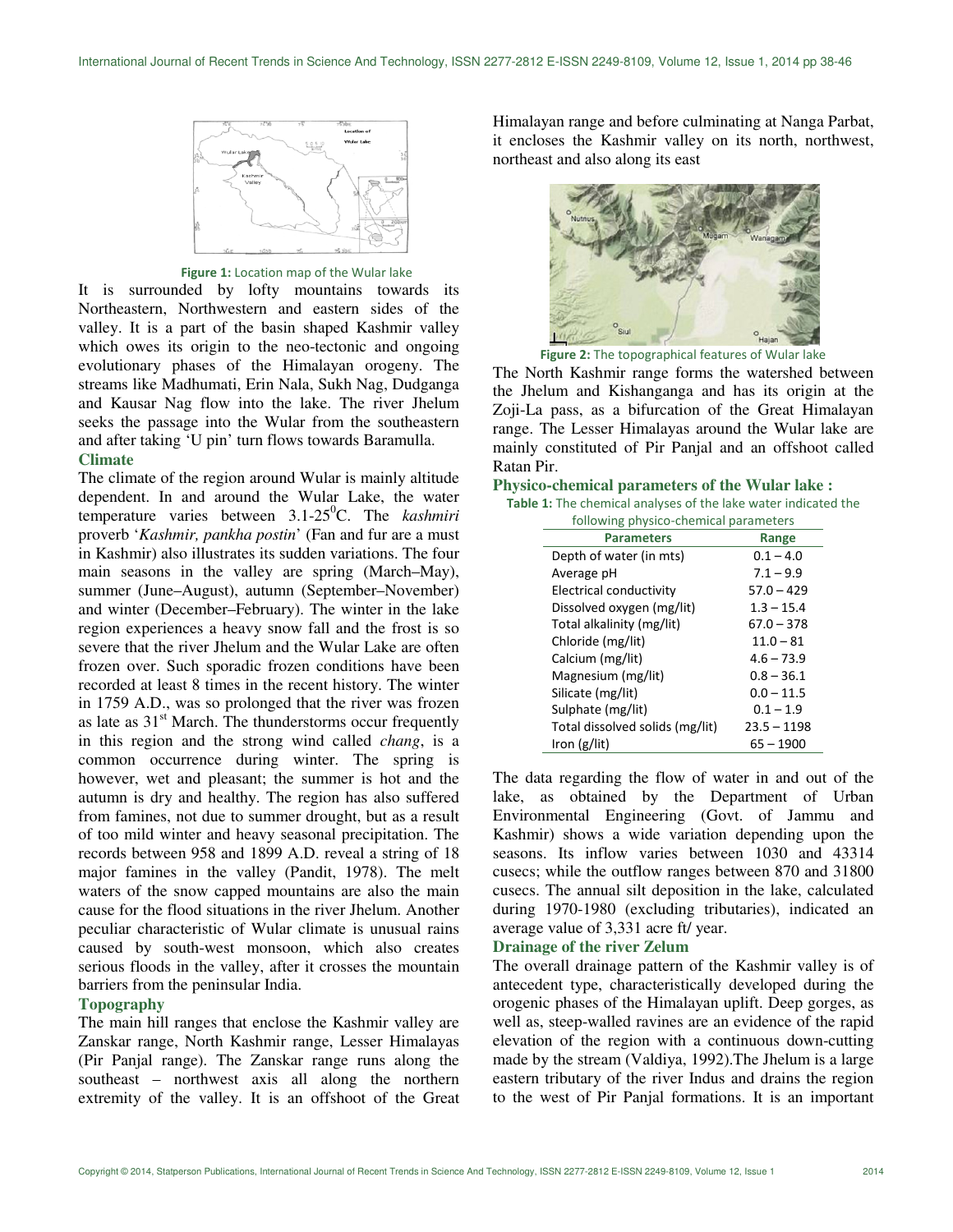Figure 1: Location map of the Wular lake

It is surrounded by lofty mountains towards its Northeastern, Northwestern and eastern sides of the valley. It is a part of the basin shaped Kashmir valley which owes its origin to the neo-tectonic and ongoing evolutionary phases of the Himalayan orogeny. The streams like Madhumati, Erin Nala, Sukh Nag, Dudganga and Kausar Nag flow into the lake. The river Jhelum seeks the passage into the Wular from the southeastern and after taking 'U pin' turn flows towards Baramulla.

### Climate

The climate of the region around Wular is mainly altitude dependent. In and around the Wular Lake, the water temperature varies between 3.1-25$^0$C. The *kashmiri* proverb '*Kashmir, pankha postin*' (Fan and fur are a must in Kashmir) also illustrates its sudden variations. The four main seasons in the valley are spring (March–May), summer (June–August), autumn (September–November) and winter (December–February). The winter in the lake region experiences a heavy snow fall and the frost is so severe that the river Jhelum and the Wular Lake are often frozen over. Such sporadic frozen conditions have been recorded at least 8 times in the recent history. The winter in 1759 A.D., was so prolonged that the river was frozen as late as 31$^{st}$ March. The thunderstorms occur frequently in this region and the strong wind called *chang*, is a common occurrence during winter. The spring is however, wet and pleasant; the summer is hot and the autumn is dry and healthy. The region has also suffered from famines, not due to summer drought, but as a result of too mild winter and heavy seasonal precipitation. The records between 958 and 1899 A.D. reveal a string of 18 major famines in the valley (Pandit, 1978). The melt waters of the snow capped mountains are also the main cause for the flood situations in the river Jhelum. Another peculiar characteristic of Wular climate is unusual rains caused by south-west monsoon, which also creates serious floods in the valley, after it crosses the mountain barriers from the peninsular India.

### Topography

The main hill ranges that enclose the Kashmir valley are Zanskar range, North Kashmir range, Lesser Himalayas (Pir Panjal range). The Zanskar range runs along the southeast – northwest axis all along the northern extremity of the valley. It is an offshoot of the Great Himalayan range and before culminating at Nanga Parbat, it encloses the Kashmir valley on its north, northwest, northeast and also along its east

Figure 2: The topographical features of Wular lake

The North Kashmir range forms the watershed between the Jhelum and Kishanganga and has its origin at the Zoji-La pass, as a bifurcation of the Great Himalayan range. The Lesser Himalayas around the Wular lake are mainly constituted of Pir Panjal and an offshoot called Ratan Pir.

### Physico-chemical parameters of the Wular lake :

**Table 1:** The chemical analyses of the lake water indicated the following physico-chemical parameters

| Parameters | Range |
|---|---|
| Depth of water (in mts) | 0.1 – 4.0 |
| Average pH | 7.1 – 9.9 |
| Electrical conductivity | 57.0 – 429 |
| Dissolved oxygen (mg/lit) | 1.3 – 15.4 |
| Total alkalinity (mg/lit) | 67.0 – 378 |
| Chloride (mg/lit) | 11.0 – 81 |
| Calcium (mg/lit) | 4.6 – 73.9 |
| Magnesium (mg/lit) | 0.8 – 36.1 |
| Silicate (mg/lit) | 0.0 – 11.5 |
| Sulphate (mg/lit) | 0.1 – 1.9 |
| Total dissolved solids (mg/lit) | 23.5 – 1198 |
| Iron (g/lit) | 65 – 1900 |

The data regarding the flow of water in and out of the lake, as obtained by the Department of Urban Environmental Engineering (Govt. of Jammu and Kashmir) shows a wide variation depending upon the seasons. Its inflow varies between 1030 and 43314 cusecs; while the outflow ranges between 870 and 31800 cusecs. The annual silt deposition in the lake, calculated during 1970-1980 (excluding tributaries), indicated an average value of 3,331 acre ft/ year.

### Drainage of the river Zelum

The overall drainage pattern of the Kashmir valley is of antecedent type, characteristically developed during the orogenic phases of the Himalayan uplift. Deep gorges, as well as, steep-walled ravines are an evidence of the rapid elevation of the region with a continuous down-cutting made by the stream (Valdiya, 1992).The Jhelum is a large eastern tributary of the river Indus and drains the region to the west of Pir Panjal formations. It is an important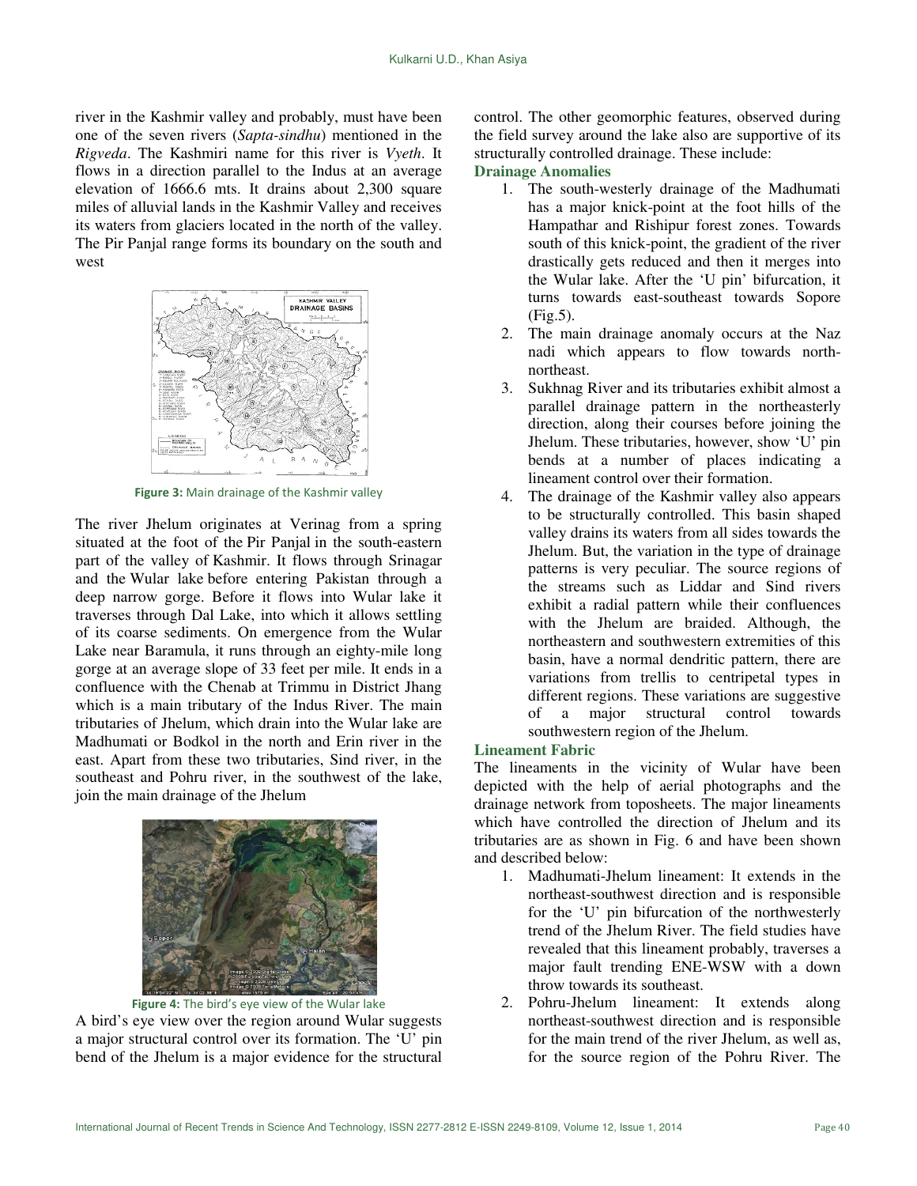river in the Kashmir valley and probably, must have been one of the seven rivers (*Sapta-sindhu*) mentioned in the *Rigveda*. The Kashmiri name for this river is *Vyeth*. It flows in a direction parallel to the Indus at an average elevation of 1666.6 mts. It drains about 2,300 square miles of alluvial lands in the Kashmir Valley and receives its waters from glaciers located in the north of the valley. The Pir Panjal range forms its boundary on the south and west

**Figure 3:** Main drainage of the Kashmir valley

The river Jhelum originates at Verinag from a spring situated at the foot of the Pir Panjal in the south-eastern part of the valley of Kashmir. It flows through Srinagar and the Wular lake before entering Pakistan through a deep narrow gorge. Before it flows into Wular lake it traverses through Dal Lake, into which it allows settling of its coarse sediments. On emergence from the Wular Lake near Baramula, it runs through an eighty-mile long gorge at an average slope of 33 feet per mile. It ends in a confluence with the Chenab at Trimmu in District Jhang which is a main tributary of the Indus River. The main tributaries of Jhelum, which drain into the Wular lake are Madhumati or Bodkol in the north and Erin river in the east. Apart from these two tributaries, Sind river, in the southeast and Pohru river, in the southwest of the lake, join the main drainage of the Jhelum

**Figure 4:** The bird's eye view of the Wular lake

A bird's eye view over the region around Wular suggests a major structural control over its formation. The 'U' pin bend of the Jhelum is a major evidence for the structural control. The other geomorphic features, observed during the field survey around the lake also are supportive of its structurally controlled drainage. These include:

### Drainage Anomalies

1. The south-westerly drainage of the Madhumati has a major knick-point at the foot hills of the Hampathar and Rishipur forest zones. Towards south of this knick-point, the gradient of the river drastically gets reduced and then it merges into the Wular lake. After the 'U pin' bifurcation, it turns towards east-southeast towards Sopore (Fig.5).
2. The main drainage anomaly occurs at the Naz nadi which appears to flow towards north-northeast.
3. Sukhnag River and its tributaries exhibit almost a parallel drainage pattern in the northeasterly direction, along their courses before joining the Jhelum. These tributaries, however, show 'U' pin bends at a number of places indicating a lineament control over their formation.
4. The drainage of the Kashmir valley also appears to be structurally controlled. This basin shaped valley drains its waters from all sides towards the Jhelum. But, the variation in the type of drainage patterns is very peculiar. The source regions of the streams such as Liddar and Sind rivers exhibit a radial pattern while their confluences with the Jhelum are braided. Although, the northeastern and southwestern extremities of this basin, have a normal dendritic pattern, there are variations from trellis to centripetal types in different regions. These variations are suggestive of a major structural control towards southwestern region of the Jhelum.

### Lineament Fabric

The lineaments in the vicinity of Wular have been depicted with the help of aerial photographs and the drainage network from toposheets. The major lineaments which have controlled the direction of Jhelum and its tributaries are as shown in Fig. 6 and have been shown and described below:

1. Madhumati-Jhelum lineament: It extends in the northeast-southwest direction and is responsible for the 'U' pin bifurcation of the northwesterly trend of the Jhelum River. The field studies have revealed that this lineament probably, traverses a major fault trending ENE-WSW with a down throw towards its southeast.
2. Pohru-Jhelum lineament: It extends along northeast-southwest direction and is responsible for the main trend of the river Jhelum, as well as, for the source region of the Pohru River. The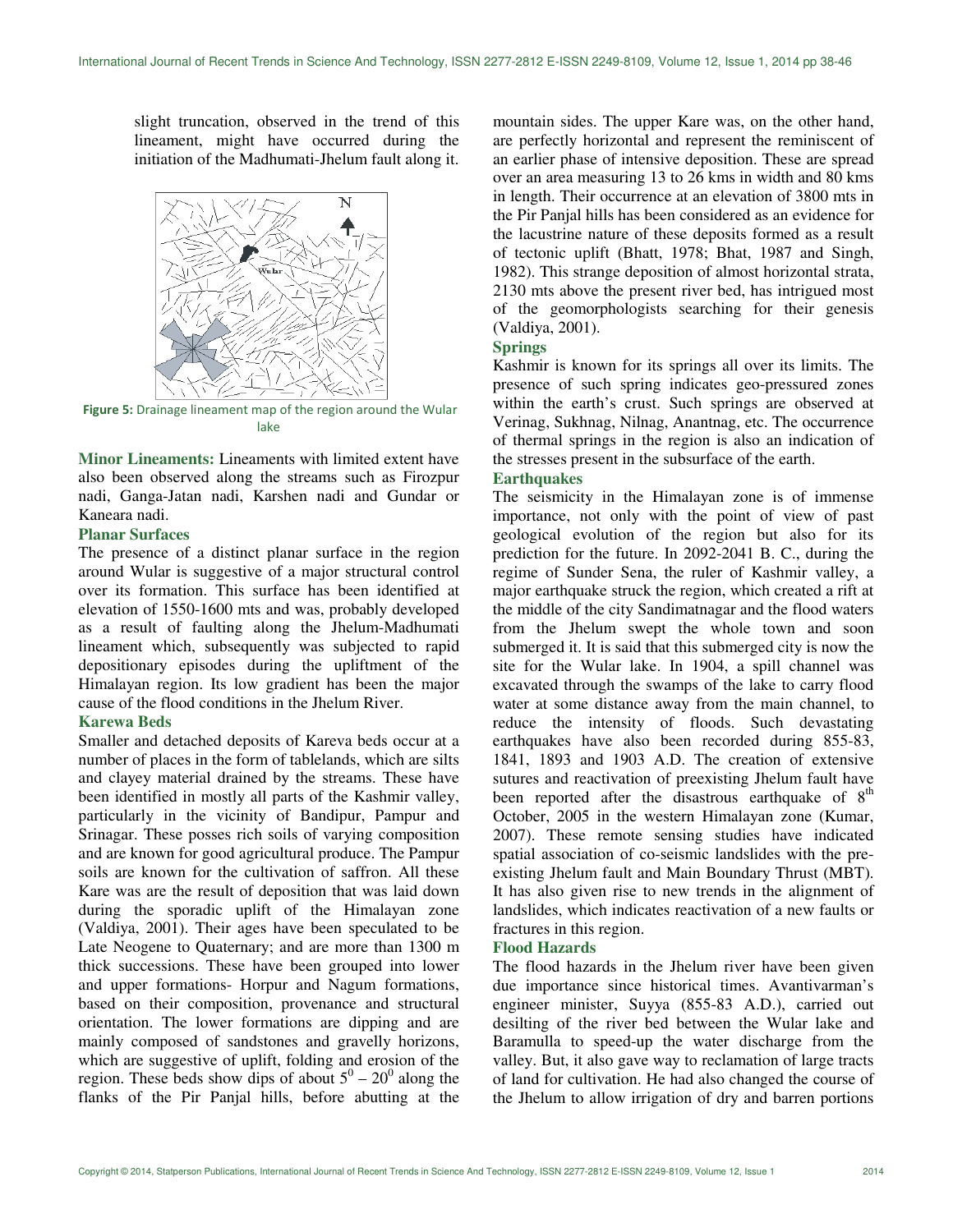slight truncation, observed in the trend of this lineament, might have occurred during the initiation of the Madhumati-Jhelum fault along it.

**Figure 5:** Drainage lineament map of the region around the Wular lake

**Minor Lineaments:** Lineaments with limited extent have also been observed along the streams such as Firozpur nadi, Ganga-Jatan nadi, Karshen nadi and Gundar or Kaneara nadi.

### Planar Surfaces

The presence of a distinct planar surface in the region around Wular is suggestive of a major structural control over its formation. This surface has been identified at elevation of 1550-1600 mts and was, probably developed as a result of faulting along the Jhelum-Madhumati lineament which, subsequently was subjected to rapid depositionary episodes during the upliftment of the Himalayan region. Its low gradient has been the major cause of the flood conditions in the Jhelum River.

### Karewa Beds

Smaller and detached deposits of Kareva beds occur at a number of places in the form of tablelands, which are silts and clayey material drained by the streams. These have been identified in mostly all parts of the Kashmir valley, particularly in the vicinity of Bandipur, Pampur and Srinagar. These posses rich soils of varying composition and are known for good agricultural produce. The Pampur soils are known for the cultivation of saffron. All these Kare was are the result of deposition that was laid down during the sporadic uplift of the Himalayan zone (Valdiya, 2001). Their ages have been speculated to be Late Neogene to Quaternary; and are more than 1300 m thick successions. These have been grouped into lower and upper formations- Horpur and Nagum formations, based on their composition, provenance and structural orientation. The lower formations are dipping and are mainly composed of sandstones and gravelly horizons, which are suggestive of uplift, folding and erosion of the region. These beds show dips of about $5^0 - 20^0$ along the flanks of the Pir Panjal hills, before abutting at the mountain sides. The upper Kare was, on the other hand, are perfectly horizontal and represent the reminiscent of an earlier phase of intensive deposition. These are spread over an area measuring 13 to 26 kms in width and 80 kms in length. Their occurrence at an elevation of 3800 mts in the Pir Panjal hills has been considered as an evidence for the lacustrine nature of these deposits formed as a result of tectonic uplift (Bhatt, 1978; Bhat, 1987 and Singh, 1982). This strange deposition of almost horizontal strata, 2130 mts above the present river bed, has intrigued most of the geomorphologists searching for their genesis (Valdiya, 2001).

### Springs

Kashmir is known for its springs all over its limits. The presence of such spring indicates geo-pressured zones within the earth's crust. Such springs are observed at Verinag, Sukhnag, Nilnag, Anantnag, etc. The occurrence of thermal springs in the region is also an indication of the stresses present in the subsurface of the earth.

### Earthquakes

The seismicity in the Himalayan zone is of immense importance, not only with the point of view of past geological evolution of the region but also for its prediction for the future. In 2092-2041 B. C., during the regime of Sunder Sena, the ruler of Kashmir valley, a major earthquake struck the region, which created a rift at the middle of the city Sandimatnagar and the flood waters from the Jhelum swept the whole town and soon submerged it. It is said that this submerged city is now the site for the Wular lake. In 1904, a spill channel was excavated through the swamps of the lake to carry flood water at some distance away from the main channel, to reduce the intensity of floods. Such devastating earthquakes have also been recorded during 855-83, 1841, 1893 and 1903 A.D. The creation of extensive sutures and reactivation of preexisting Jhelum fault have been reported after the disastrous earthquake of 8th October, 2005 in the western Himalayan zone (Kumar, 2007). These remote sensing studies have indicated spatial association of co-seismic landslides with the pre-existing Jhelum fault and Main Boundary Thrust (MBT). It has also given rise to new trends in the alignment of landslides, which indicates reactivation of a new faults or fractures in this region.

### Flood Hazards

The flood hazards in the Jhelum river have been given due importance since historical times. Avantivarman's engineer minister, Suyya (855-83 A.D.), carried out desilting of the river bed between the Wular lake and Baramulla to speed-up the water discharge from the valley. But, it also gave way to reclamation of large tracts of land for cultivation. He had also changed the course of the Jhelum to allow irrigation of dry and barren portions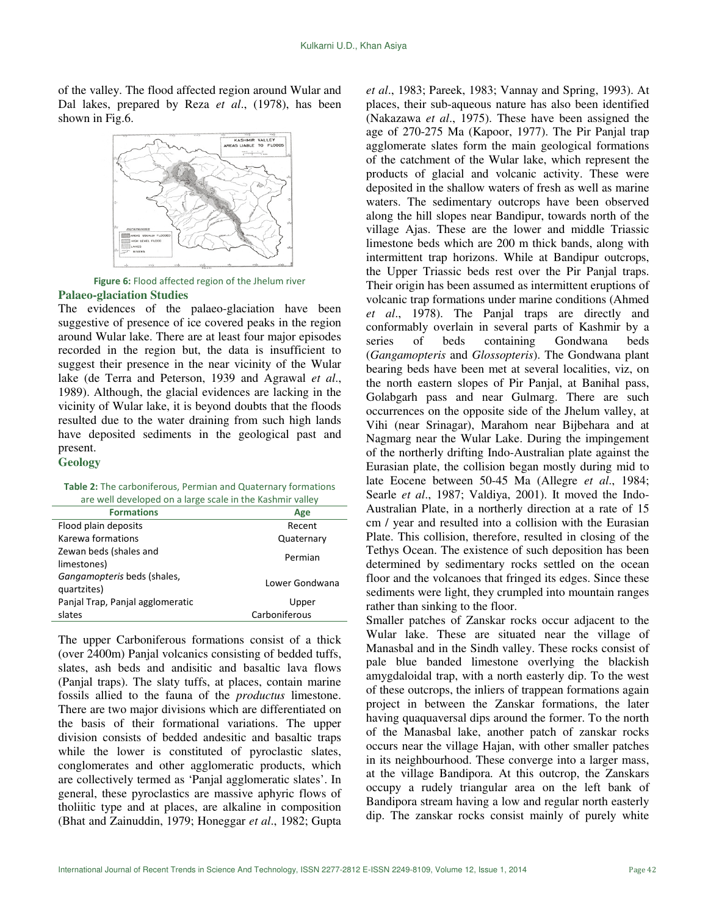of the valley. The flood affected region around Wular and Dal lakes, prepared by Reza *et al*., (1978), has been shown in Fig.6.

Figure 6: Flood affected region of the Jhelum river

### Palaeo-glaciation Studies

The evidences of the palaeo-glaciation have been suggestive of presence of ice covered peaks in the region around Wular lake. There are at least four major episodes recorded in the region but, the data is insufficient to suggest their presence in the near vicinity of the Wular lake (de Terra and Peterson, 1939 and Agrawal *et al*., 1989). Although, the glacial evidences are lacking in the vicinity of Wular lake, it is beyond doubts that the floods resulted due to the water draining from such high lands have deposited sediments in the geological past and present.

### Geology

Table 2: The carboniferous, Permian and Quaternary formations are well developed on a large scale in the Kashmir valley

| Formations | Age |
|---|---|
| Flood plain deposits | Recent |
| Karewa formations | Quaternary |
| Zewan beds (shales and limestones) | Permian |
| *Gangamopteris* beds (shales, quartzites) | Lower Gondwana |
| Panjal Trap, Panjal agglomeratic slates | Upper Carboniferous |

The upper Carboniferous formations consist of a thick (over 2400m) Panjal volcanics consisting of bedded tuffs, slates, ash beds and andisitic and basaltic lava flows (Panjal traps). The slaty tuffs, at places, contain marine fossils allied to the fauna of the *productus* limestone. There are two major divisions which are differentiated on the basis of their formational variations. The upper division consists of bedded andesitic and basaltic traps while the lower is constituted of pyroclastic slates, conglomerates and other agglomeratic products, which are collectively termed as 'Panjal agglomeratic slates'. In general, these pyroclastics are massive aphyric flows of tholiitic type and at places, are alkaline in composition (Bhat and Zainuddin, 1979; Honeggar *et al*., 1982; Gupta *et al*., 1983; Pareek, 1983; Vannay and Spring, 1993). At places, their sub-aqueous nature has also been identified (Nakazawa *et al*., 1975). These have been assigned the age of 270-275 Ma (Kapoor, 1977). The Pir Panjal trap agglomerate slates form the main geological formations of the catchment of the Wular lake, which represent the products of glacial and volcanic activity. These were deposited in the shallow waters of fresh as well as marine waters. The sedimentary outcrops have been observed along the hill slopes near Bandipur, towards north of the village Ajas. These are the lower and middle Triassic limestone beds which are 200 m thick bands, along with intermittent trap horizons. While at Bandipur outcrops, the Upper Triassic beds rest over the Pir Panjal traps. Their origin has been assumed as intermittent eruptions of volcanic trap formations under marine conditions (Ahmed *et al*., 1978). The Panjal traps are directly and conformably overlain in several parts of Kashmir by a series of beds containing Gondwana beds (*Gangamopteris* and *Glossopteris*). The Gondwana plant bearing beds have been met at several localities, viz, on the north eastern slopes of Pir Panjal, at Banihal pass, Golabgarh pass and near Gulmarg. There are such occurrences on the opposite side of the Jhelum valley, at Vihi (near Srinagar), Marahom near Bijbehara and at Nagmarg near the Wular Lake. During the impingement of the northerly drifting Indo-Australian plate against the Eurasian plate, the collision began mostly during mid to late Eocene between 50-45 Ma (Allegre *et al*., 1984; Searle *et al*., 1987; Valdiya, 2001). It moved the Indo-Australian Plate, in a northerly direction at a rate of 15 cm / year and resulted into a collision with the Eurasian Plate. This collision, therefore, resulted in closing of the Tethys Ocean. The existence of such deposition has been determined by sedimentary rocks settled on the ocean floor and the volcanoes that fringed its edges. Since these sediments were light, they crumpled into mountain ranges rather than sinking to the floor.

Smaller patches of Zanskar rocks occur adjacent to the Wular lake. These are situated near the village of Manasbal and in the Sindh valley. These rocks consist of pale blue banded limestone overlying the blackish amygdaloidal trap, with a north easterly dip. To the west of these outcrops, the inliers of trappean formations again project in between the Zanskar formations, the later having quaquaversal dips around the former. To the north of the Manasbal lake, another patch of zanskar rocks occurs near the village Hajan, with other smaller patches in its neighbourhood. These converge into a larger mass, at the village Bandipora. At this outcrop, the Zanskars occupy a rudely triangular area on the left bank of Bandipora stream having a low and regular north easterly dip. The zanskar rocks consist mainly of purely white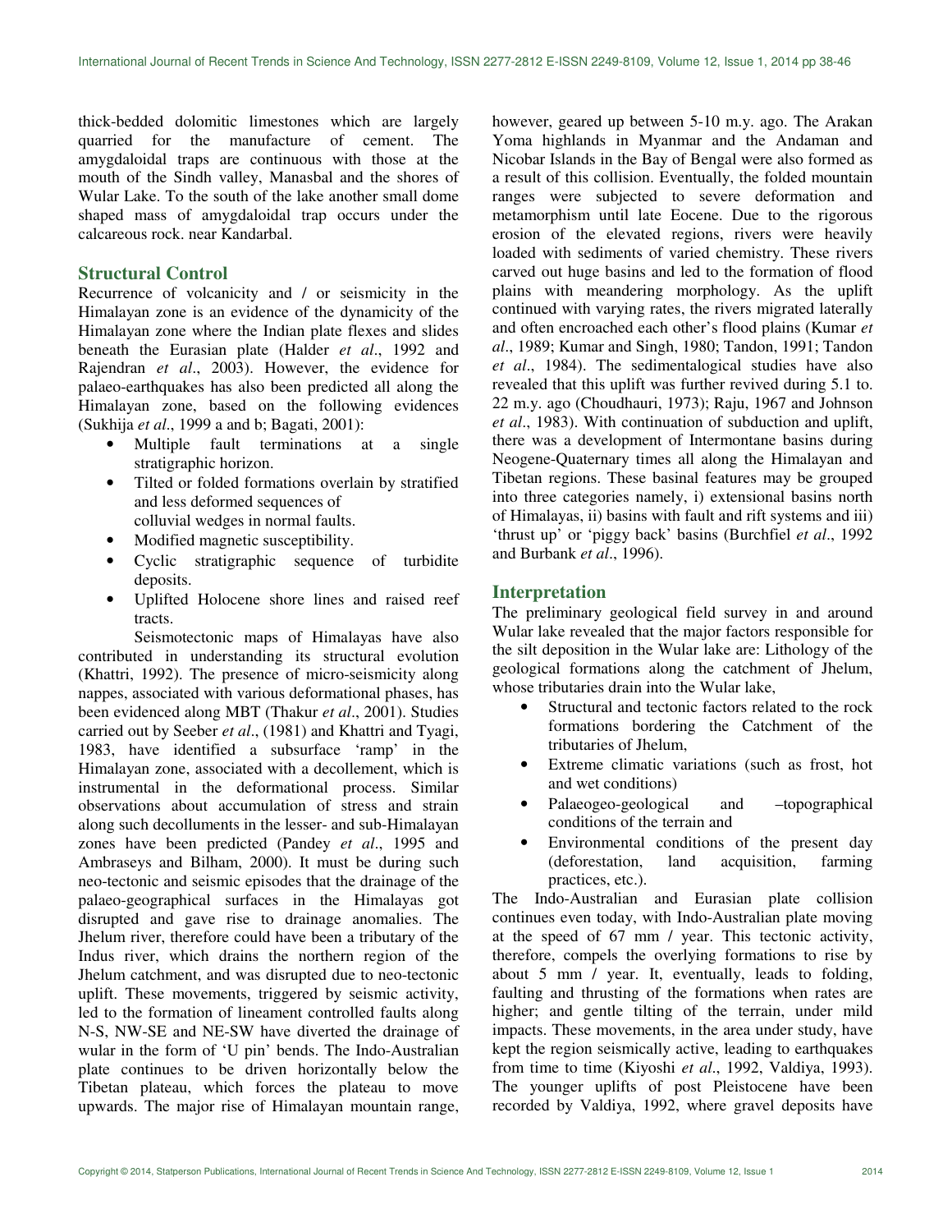thick-bedded dolomitic limestones which are largely quarried for the manufacture of cement. The amygdaloidal traps are continuous with those at the mouth of the Sindh valley, Manasbal and the shores of Wular Lake. To the south of the lake another small dome shaped mass of amygdaloidal trap occurs under the calcareous rock. near Kandarbal.

## Structural Control

Recurrence of volcanicity and / or seismicity in the Himalayan zone is an evidence of the dynamicity of the Himalayan zone where the Indian plate flexes and slides beneath the Eurasian plate (Halder *et al*., 1992 and Rajendran *et al*., 2003). However, the evidence for palaeo-earthquakes has also been predicted all along the Himalayan zone, based on the following evidences (Sukhija *et al*., 1999 a and b; Bagati, 2001):

- Multiple fault terminations at a single stratigraphic horizon.
- Tilted or folded formations overlain by stratified and less deformed sequences of colluvial wedges in normal faults.
- Modified magnetic susceptibility.
- Cyclic stratigraphic sequence of turbidite deposits.
- Uplifted Holocene shore lines and raised reef tracts.

Seismotectonic maps of Himalayas have also contributed in understanding its structural evolution (Khattri, 1992). The presence of micro-seismicity along nappes, associated with various deformational phases, has been evidenced along MBT (Thakur *et al*., 2001). Studies carried out by Seeber *et al*., (1981) and Khattri and Tyagi, 1983, have identified a subsurface 'ramp' in the Himalayan zone, associated with a decollement, which is instrumental in the deformational process. Similar observations about accumulation of stress and strain along such decolluments in the lesser- and sub-Himalayan zones have been predicted (Pandey *et al*., 1995 and Ambraseys and Bilham, 2000). It must be during such neo-tectonic and seismic episodes that the drainage of the palaeo-geographical surfaces in the Himalayas got disrupted and gave rise to drainage anomalies. The Jhelum river, therefore could have been a tributary of the Indus river, which drains the northern region of the Jhelum catchment, and was disrupted due to neo-tectonic uplift. These movements, triggered by seismic activity, led to the formation of lineament controlled faults along N-S, NW-SE and NE-SW have diverted the drainage of wular in the form of 'U pin' bends. The Indo-Australian plate continues to be driven horizontally below the Tibetan plateau, which forces the plateau to move upwards. The major rise of Himalayan mountain range, however, geared up between 5-10 m.y. ago. The Arakan Yoma highlands in Myanmar and the Andaman and Nicobar Islands in the Bay of Bengal were also formed as a result of this collision. Eventually, the folded mountain ranges were subjected to severe deformation and metamorphism until late Eocene. Due to the rigorous erosion of the elevated regions, rivers were heavily loaded with sediments of varied chemistry. These rivers carved out huge basins and led to the formation of flood plains with meandering morphology. As the uplift continued with varying rates, the rivers migrated laterally and often encroached each other's flood plains (Kumar *et al*., 1989; Kumar and Singh, 1980; Tandon, 1991; Tandon *et al*., 1984). The sedimentalogical studies have also revealed that this uplift was further revived during 5.1 to. 22 m.y. ago (Choudhauri, 1973); Raju, 1967 and Johnson *et al*., 1983). With continuation of subduction and uplift, there was a development of Intermontane basins during Neogene-Quaternary times all along the Himalayan and Tibetan regions. These basinal features may be grouped into three categories namely, i) extensional basins north of Himalayas, ii) basins with fault and rift systems and iii) 'thrust up' or 'piggy back' basins (Burchfiel *et al*., 1992 and Burbank *et al*., 1996).

## Interpretation

The preliminary geological field survey in and around Wular lake revealed that the major factors responsible for the silt deposition in the Wular lake are: Lithology of the geological formations along the catchment of Jhelum, whose tributaries drain into the Wular lake,

- Structural and tectonic factors related to the rock formations bordering the Catchment of the tributaries of Jhelum,
- Extreme climatic variations (such as frost, hot and wet conditions)
- Palaeogeo-geological and –topographical conditions of the terrain and
- Environmental conditions of the present day (deforestation, land acquisition, farming practices, etc.).

The Indo-Australian and Eurasian plate collision continues even today, with Indo-Australian plate moving at the speed of 67 mm / year. This tectonic activity, therefore, compels the overlying formations to rise by about 5 mm / year. It, eventually, leads to folding, faulting and thrusting of the formations when rates are higher; and gentle tilting of the terrain, under mild impacts. These movements, in the area under study, have kept the region seismically active, leading to earthquakes from time to time (Kiyoshi *et al*., 1992, Valdiya, 1993). The younger uplifts of post Pleistocene have been recorded by Valdiya, 1992, where gravel deposits have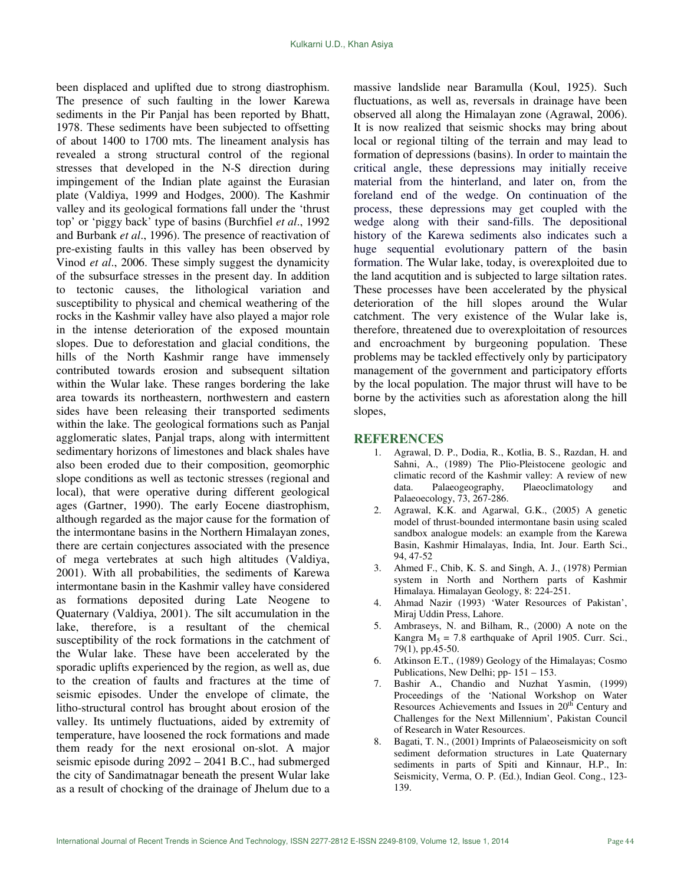been displaced and uplifted due to strong diastrophism. The presence of such faulting in the lower Karewa sediments in the Pir Panjal has been reported by Bhatt, 1978. These sediments have been subjected to offsetting of about 1400 to 1700 mts. The lineament analysis has revealed a strong structural control of the regional stresses that developed in the N-S direction during impingement of the Indian plate against the Eurasian plate (Valdiya, 1999 and Hodges, 2000). The Kashmir valley and its geological formations fall under the 'thrust top' or 'piggy back' type of basins (Burchfiel *et al*., 1992 and Burbank *et al*., 1996). The presence of reactivation of pre-existing faults in this valley has been observed by Vinod *et al*., 2006. These simply suggest the dynamicity of the subsurface stresses in the present day. In addition to tectonic causes, the lithological variation and susceptibility to physical and chemical weathering of the rocks in the Kashmir valley have also played a major role in the intense deterioration of the exposed mountain slopes. Due to deforestation and glacial conditions, the hills of the North Kashmir range have immensely contributed towards erosion and subsequent siltation within the Wular lake. These ranges bordering the lake area towards its northeastern, northwestern and eastern sides have been releasing their transported sediments within the lake. The geological formations such as Panjal agglomeratic slates, Panjal traps, along with intermittent sedimentary horizons of limestones and black shales have also been eroded due to their composition, geomorphic slope conditions as well as tectonic stresses (regional and local), that were operative during different geological ages (Gartner, 1990). The early Eocene diastrophism, although regarded as the major cause for the formation of the intermontane basins in the Northern Himalayan zones, there are certain conjectures associated with the presence of mega vertebrates at such high altitudes (Valdiya, 2001). With all probabilities, the sediments of Karewa intermontane basin in the Kashmir valley have considered as formations deposited during Late Neogene to Quaternary (Valdiya, 2001). The silt accumulation in the lake, therefore, is a resultant of the chemical susceptibility of the rock formations in the catchment of the Wular lake. These have been accelerated by the sporadic uplifts experienced by the region, as well as, due to the creation of faults and fractures at the time of seismic episodes. Under the envelope of climate, the litho-structural control has brought about erosion of the valley. Its untimely fluctuations, aided by extremity of temperature, have loosened the rock formations and made them ready for the next erosional on-slot. A major seismic episode during 2092 – 2041 B.C., had submerged the city of Sandimatnagar beneath the present Wular lake as a result of chocking of the drainage of Jhelum due to a massive landslide near Baramulla (Koul, 1925). Such fluctuations, as well as, reversals in drainage have been observed all along the Himalayan zone (Agrawal, 2006). It is now realized that seismic shocks may bring about local or regional tilting of the terrain and may lead to formation of depressions (basins). In order to maintain the critical angle, these depressions may initially receive material from the hinterland, and later on, from the foreland end of the wedge. On continuation of the process, these depressions may get coupled with the wedge along with their sand-fills. The depositional history of the Karewa sediments also indicates such a huge sequential evolutionary pattern of the basin formation. The Wular lake, today, is overexploited due to the land acqutition and is subjected to large siltation rates. These processes have been accelerated by the physical deterioration of the hill slopes around the Wular catchment. The very existence of the Wular lake is, therefore, threatened due to overexploitation of resources and encroachment by burgeoning population. These problems may be tackled effectively only by participatory management of the government and participatory efforts by the local population. The major thrust will have to be borne by the activities such as aforestation along the hill slopes,

## REFERENCES

1. Agrawal, D. P., Dodia, R., Kotlia, B. S., Razdan, H. and Sahni, A., (1989) The Plio-Pleistocene geologic and climatic record of the Kashmir valley: A review of new data. Palaeogeography, Plaeoclimatology and Palaeoecology, 73, 267-286.
2. Agrawal, K.K. and Agarwal, G.K., (2005) A genetic model of thrust-bounded intermontane basin using scaled sandbox analogue models: an example from the Karewa Basin, Kashmir Himalayas, India, Int. Jour. Earth Sci., 94, 47-52
3. Ahmed F., Chib, K. S. and Singh, A. J., (1978) Permian system in North and Northern parts of Kashmir Himalaya. Himalayan Geology, 8: 224-251.
4. Ahmad Nazir (1993) 'Water Resources of Pakistan', Miraj Uddin Press, Lahore.
5. Ambraseys, N. and Bilham, R., (2000) A note on the Kangra $M_5$ = 7.8 earthquake of April 1905. Curr. Sci., 79(1), pp.45-50.
6. Atkinson E.T., (1989) Geology of the Himalayas; Cosmo Publications, New Delhi; pp- 151 – 153.
7. Bashir A., Chandio and Nuzhat Yasmin, (1999) Proceedings of the 'National Workshop on Water Resources Achievements and Issues in 20th Century and Challenges for the Next Millennium', Pakistan Council of Research in Water Resources.
8. Bagati, T. N., (2001) Imprints of Palaeoseismicity on soft sediment deformation structures in Late Quaternary sediments in parts of Spiti and Kinnaur, H.P., In: Seismicity, Verma, O. P. (Ed.), Indian Geol. Cong., 123-139.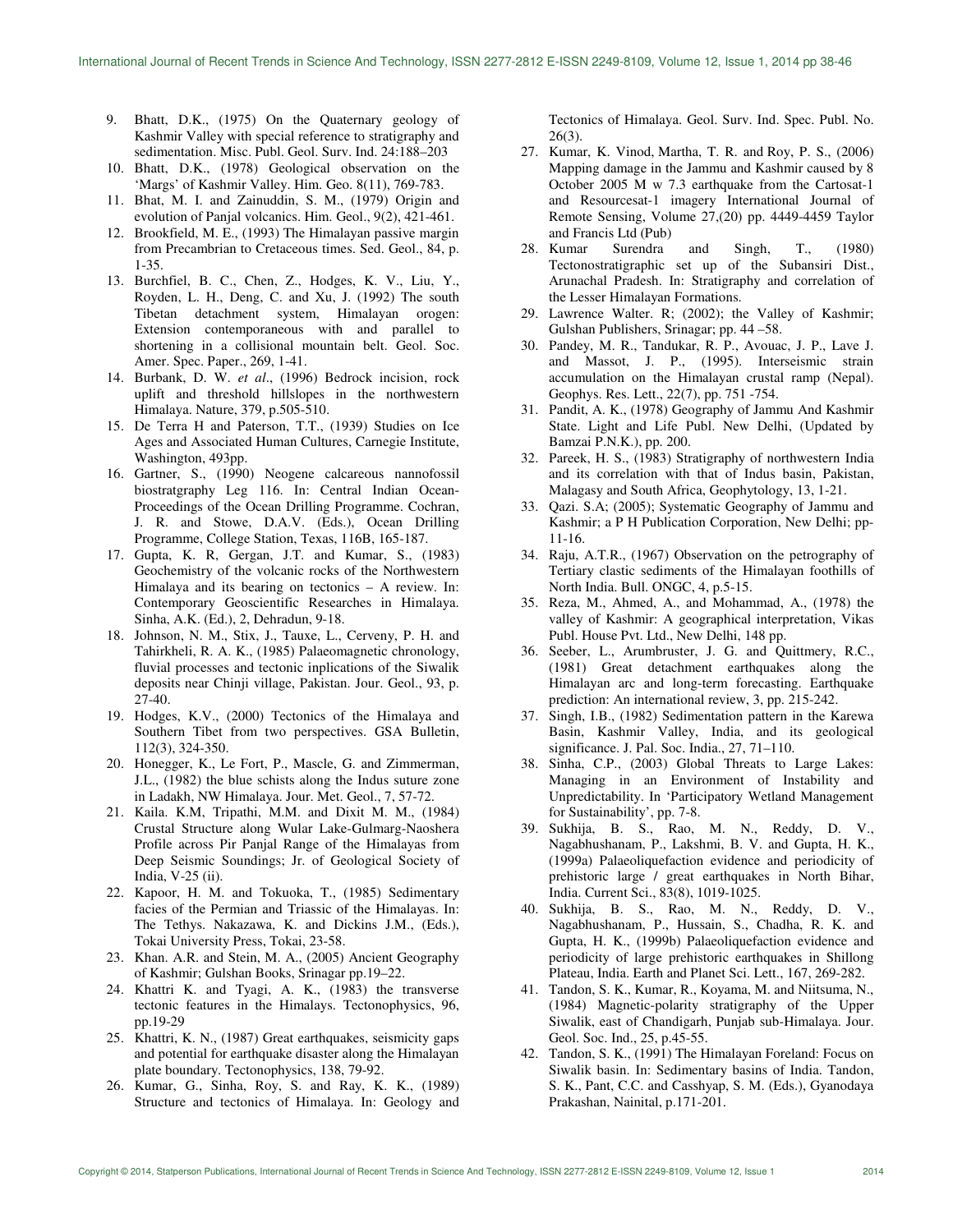9. Bhatt, D.K., (1975) On the Quaternary geology of Kashmir Valley with special reference to stratigraphy and sedimentation. Misc. Publ. Geol. Surv. Ind. 24:188–203
10. Bhatt, D.K., (1978) Geological observation on the 'Margs' of Kashmir Valley. Him. Geo. 8(11), 769-783.
11. Bhat, M. I. and Zainuddin, S. M., (1979) Origin and evolution of Panjal volcanics. Him. Geol., 9(2), 421-461.
12. Brookfield, M. E., (1993) The Himalayan passive margin from Precambrian to Cretaceous times. Sed. Geol., 84, p. 1-35.
13. Burchfiel, B. C., Chen, Z., Hodges, K. V., Liu, Y., Royden, L. H., Deng, C. and Xu, J. (1992) The south Tibetan detachment system, Himalayan orogen: Extension contemporaneous with and parallel to shortening in a collisional mountain belt. Geol. Soc. Amer. Spec. Paper., 269, 1-41.
14. Burbank, D. W. *et al*., (1996) Bedrock incision, rock uplift and threshold hillslopes in the northwestern Himalaya. Nature, 379, p.505-510.
15. De Terra H and Paterson, T.T., (1939) Studies on Ice Ages and Associated Human Cultures, Carnegie Institute, Washington, 493pp.
16. Gartner, S., (1990) Neogene calcareous nannofossil biostratgraphy Leg 116. In: Central Indian Ocean-Proceedings of the Ocean Drilling Programme. Cochran, J. R. and Stowe, D.A.V. (Eds.), Ocean Drilling Programme, College Station, Texas, 116B, 165-187.
17. Gupta, K. R, Gergan, J.T. and Kumar, S., (1983) Geochemistry of the volcanic rocks of the Northwestern Himalaya and its bearing on tectonics – A review. In: Contemporary Geoscientific Researches in Himalaya. Sinha, A.K. (Ed.), 2, Dehradun, 9-18.
18. Johnson, N. M., Stix, J., Tauxe, L., Cerveny, P. H. and Tahirkheli, R. A. K., (1985) Palaeomagnetic chronology, fluvial processes and tectonic inplications of the Siwalik deposits near Chinji village, Pakistan. Jour. Geol., 93, p. 27-40.
19. Hodges, K.V., (2000) Tectonics of the Himalaya and Southern Tibet from two perspectives. GSA Bulletin, 112(3), 324-350.
20. Honegger, K., Le Fort, P., Mascle, G. and Zimmerman, J.L., (1982) the blue schists along the Indus suture zone in Ladakh, NW Himalaya. Jour. Met. Geol., 7, 57-72.
21. Kaila. K.M, Tripathi, M.M. and Dixit M. M., (1984) Crustal Structure along Wular Lake-Gulmarg-Naoshera Profile across Pir Panjal Range of the Himalayas from Deep Seismic Soundings; Jr. of Geological Society of India, V-25 (ii).
22. Kapoor, H. M. and Tokuoka, T., (1985) Sedimentary facies of the Permian and Triassic of the Himalayas. In: The Tethys. Nakazawa, K. and Dickins J.M., (Eds.), Tokai University Press, Tokai, 23-58.
23. Khan. A.R. and Stein, M. A., (2005) Ancient Geography of Kashmir; Gulshan Books, Srinagar pp.19–22.
24. Khattri K. and Tyagi, A. K., (1983) the transverse tectonic features in the Himalays. Tectonophysics, 96, pp.19-29
25. Khattri, K. N., (1987) Great earthquakes, seismicity gaps and potential for earthquake disaster along the Himalayan plate boundary. Tectonophysics, 138, 79-92.
26. Kumar, G., Sinha, Roy, S. and Ray, K. K., (1989) Structure and tectonics of Himalaya. In: Geology and Tectonics of Himalaya. Geol. Surv. Ind. Spec. Publ. No. 26(3).
27. Kumar, K. Vinod, Martha, T. R. and Roy, P. S., (2006) Mapping damage in the Jammu and Kashmir caused by 8 October 2005 M w 7.3 earthquake from the Cartosat-1 and Resourcesat-1 imagery International Journal of Remote Sensing, Volume 27,(20) pp. 4449-4459 Taylor and Francis Ltd (Pub)
28. Kumar Surendra and Singh, T., (1980) Tectonostratigraphic set up of the Subansiri Dist., Arunachal Pradesh. In: Stratigraphy and correlation of the Lesser Himalayan Formations.
29. Lawrence Walter. R; (2002); the Valley of Kashmir; Gulshan Publishers, Srinagar; pp. 44 –58.
30. Pandey, M. R., Tandukar, R. P., Avouac, J. P., Lave J. and Massot, J. P., (1995). Interseismic strain accumulation on the Himalayan crustal ramp (Nepal). Geophys. Res. Lett., 22(7), pp. 751 -754.
31. Pandit, A. K., (1978) Geography of Jammu And Kashmir State. Light and Life Publ. New Delhi, (Updated by Bamzai P.N.K.), pp. 200.
32. Pareek, H. S., (1983) Stratigraphy of northwestern India and its correlation with that of Indus basin, Pakistan, Malagasy and South Africa, Geophytology, 13, 1-21.
33. Qazi. S.A; (2005); Systematic Geography of Jammu and Kashmir; a P H Publication Corporation, New Delhi; pp-11-16.
34. Raju, A.T.R., (1967) Observation on the petrography of Tertiary clastic sediments of the Himalayan foothills of North India. Bull. ONGC, 4, p.5-15.
35. Reza, M., Ahmed, A., and Mohammad, A., (1978) the valley of Kashmir: A geographical interpretation, Vikas Publ. House Pvt. Ltd., New Delhi, 148 pp.
36. Seeber, L., Arumbruster, J. G. and Quittmery, R.C., (1981) Great detachment earthquakes along the Himalayan arc and long-term forecasting. Earthquake prediction: An international review, 3, pp. 215-242.
37. Singh, I.B., (1982) Sedimentation pattern in the Karewa Basin, Kashmir Valley, India, and its geological significance. J. Pal. Soc. India., 27, 71–110.
38. Sinha, C.P., (2003) Global Threats to Large Lakes: Managing in an Environment of Instability and Unpredictability. In 'Participatory Wetland Management for Sustainability', pp. 7-8.
39. Sukhija, B. S., Rao, M. N., Reddy, D. V., Nagabhushanam, P., Lakshmi, B. V. and Gupta, H. K., (1999a) Palaeoliquefaction evidence and periodicity of prehistoric large / great earthquakes in North Bihar, India. Current Sci., 83(8), 1019-1025.
40. Sukhija, B. S., Rao, M. N., Reddy, D. V., Nagabhushanam, P., Hussain, S., Chadha, R. K. and Gupta, H. K., (1999b) Palaeoliquefaction evidence and periodicity of large prehistoric earthquakes in Shillong Plateau, India. Earth and Planet Sci. Lett., 167, 269-282.
41. Tandon, S. K., Kumar, R., Koyama, M. and Niitsuma, N., (1984) Magnetic-polarity stratigraphy of the Upper Siwalik, east of Chandigarh, Punjab sub-Himalaya. Jour. Geol. Soc. Ind., 25, p.45-55.
42. Tandon, S. K., (1991) The Himalayan Foreland: Focus on Siwalik basin. In: Sedimentary basins of India. Tandon, S. K., Pant, C.C. and Casshyap, S. M. (Eds.), Gyanodaya Prakashan, Nainital, p.171-201.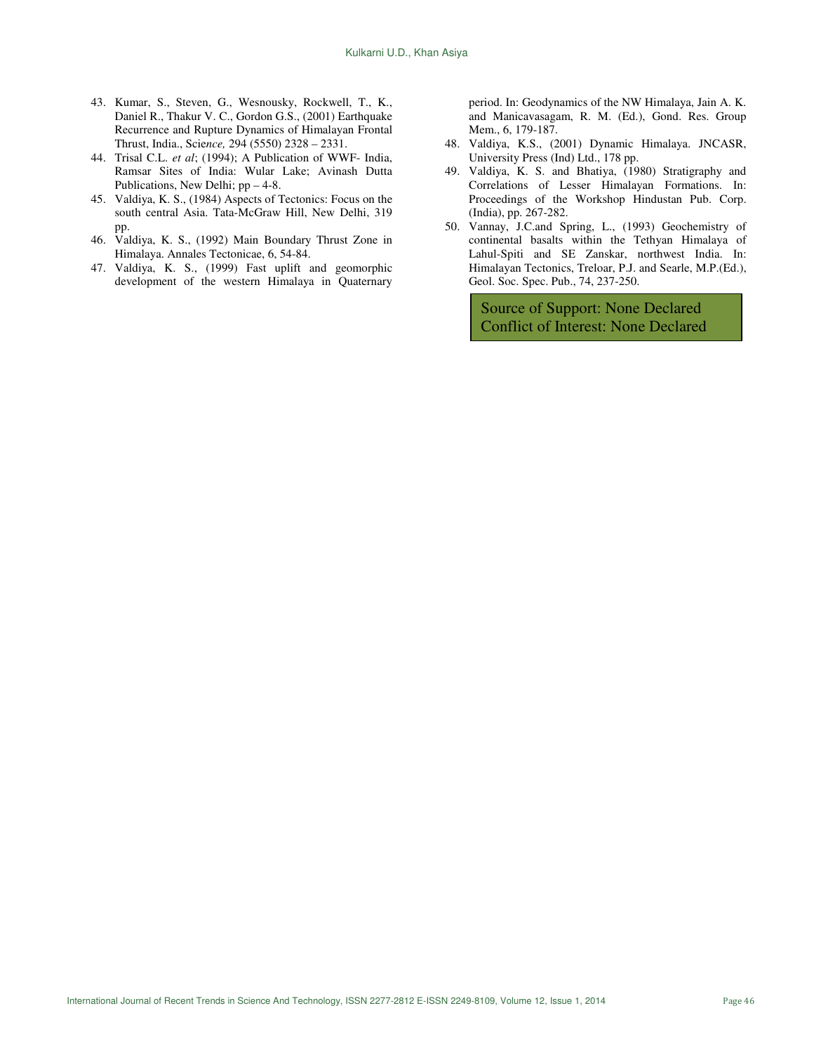43. Kumar, S., Steven, G., Wesnousky, Rockwell, T., K., Daniel R., Thakur V. C., Gordon G.S., (2001) Earthquake Recurrence and Rupture Dynamics of Himalayan Frontal Thrust, India., *Science,* 294 (5550) 2328 – 2331.
44. Trisal C.L. *et al*; (1994); A Publication of WWF- India, Ramsar Sites of India: Wular Lake; Avinash Dutta Publications, New Delhi; pp – 4-8.
45. Valdiya, K. S., (1984) Aspects of Tectonics: Focus on the south central Asia. Tata-McGraw Hill, New Delhi, 319 pp.
46. Valdiya, K. S., (1992) Main Boundary Thrust Zone in Himalaya. Annales Tectonicae, 6, 54-84.
47. Valdiya, K. S., (1999) Fast uplift and geomorphic development of the western Himalaya in Quaternary period. In: Geodynamics of the NW Himalaya, Jain A. K. and Manicavasagam, R. M. (Ed.), Gond. Res. Group Mem., 6, 179-187.
48. Valdiya, K.S., (2001) Dynamic Himalaya. JNCASR, University Press (Ind) Ltd., 178 pp.
49. Valdiya, K. S. and Bhatiya, (1980) Stratigraphy and Correlations of Lesser Himalayan Formations. In: Proceedings of the Workshop Hindustan Pub. Corp. (India), pp. 267-282.
50. Vannay, J.C.and Spring, L., (1993) Geochemistry of continental basalts within the Tethyan Himalaya of Lahul-Spiti and SE Zanskar, northwest India. In: Himalayan Tectonics, Treloar, P.J. and Searle, M.P.(Ed.), Geol. Soc. Spec. Pub., 74, 237-250.

Source of Support: None Declared
Conflict of Interest: None Declared